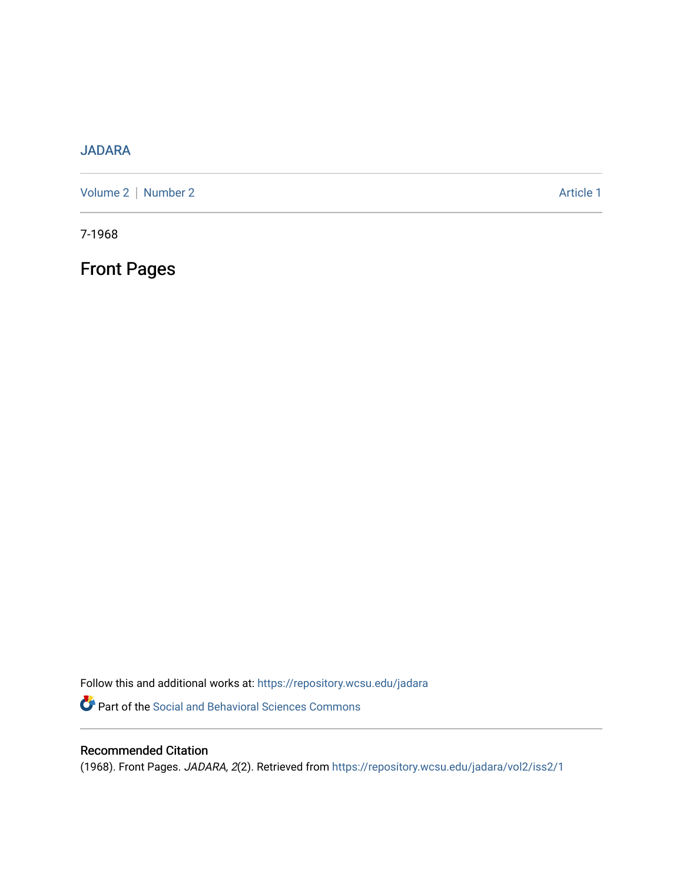JADARA

Volume 2 | Number 2 Article 1

7-1968

# Front Pages

Follow this and additional works at: https://repository.wcsu.edu/jadara

Part of the Social and Behavioral Sciences Commons

## Recommended Citation

(1968). Front Pages. *JADARA, 2*(2). Retrieved from https://repository.wcsu.edu/jadara/vol2/iss2/1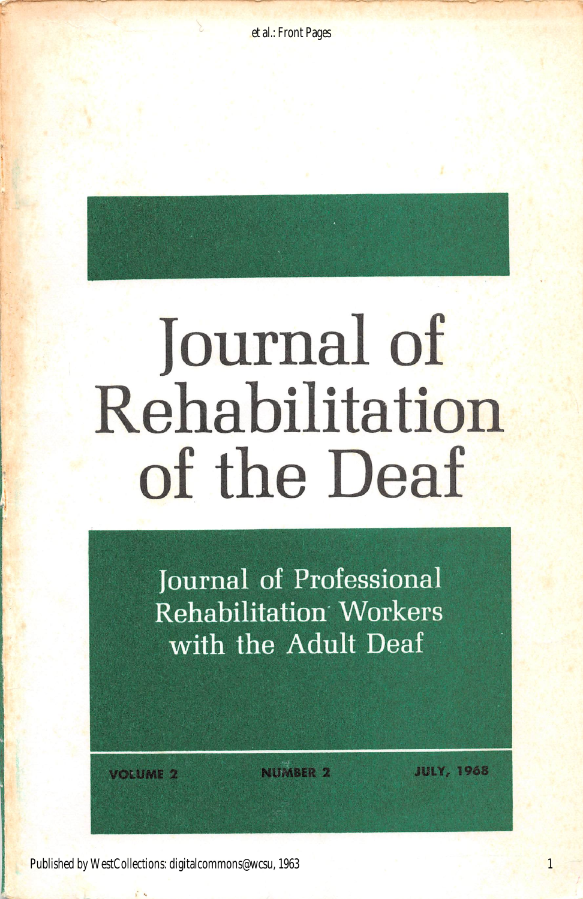# Journal of Rehabilitation of the Deaf

Journal of Professional Rehabilitation Workers with the Adult Deaf

VOLUME 2 NUMBER 2 JULY, 1968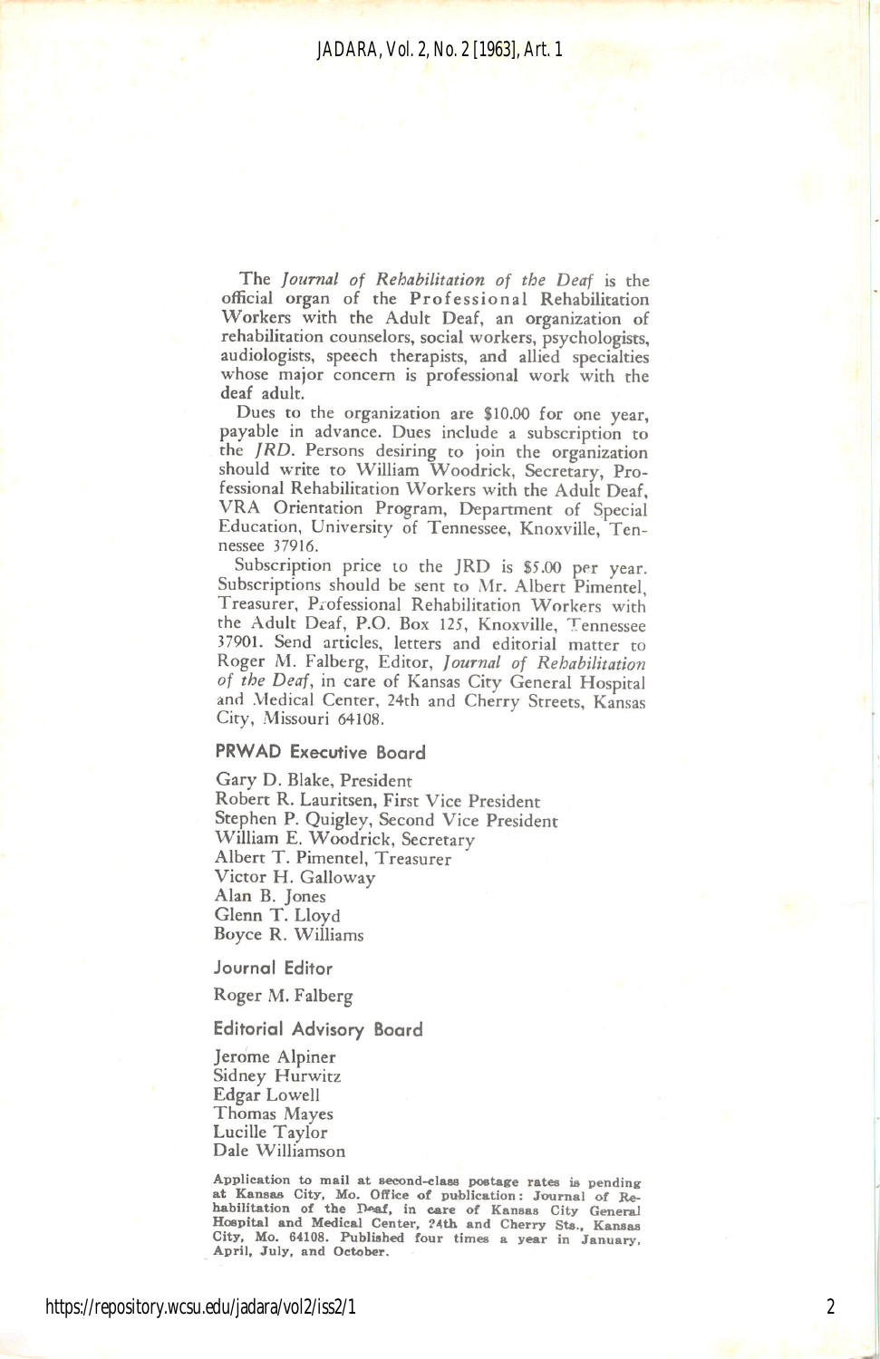The *Journal of Rehabilitation of the Deaf* is the official organ of the Professional Rehabilitation Workers with the Adult Deaf, an organization of rehabilitation counselors, social workers, psychologists, audiologists, speech therapists, and allied specialties whose major concern is professional work with the deaf adult.

Dues to the organization are $10.00 for one year, payable in advance. Dues include a subscription to the *JRD*. Persons desiring to join the organization should write to William Woodrick, Secretary, Professional Rehabilitation Workers with the Adult Deaf, VRA Orientation Program, Department of Special Education, University of Tennessee, Knoxville, Tennessee 37916.

Subscription price to the JRD is $5.00 per year. Subscriptions should be sent to Mr. Albert Pimentel, Treasurer, Professional Rehabilitation Workers with the Adult Deaf, P.O. Box 125, Knoxville, Tennessee 37901. Send articles, letters and editorial matter to Roger M. Falberg, Editor, *Journal of Rehabilitation of the Deaf*, in care of Kansas City General Hospital and Medical Center, 24th and Cherry Streets, Kansas City, Missouri 64108.

## PRWAD Executive Board

Gary D. Blake, President
Robert R. Lauritsen, First Vice President
Stephen P. Quigley, Second Vice President
William E. Woodrick, Secretary
Albert T. Pimentel, Treasurer
Victor H. Galloway
Alan B. Jones
Glenn T. Lloyd
Boyce R. Williams

## Journal Editor

Roger M. Falberg

## Editorial Advisory Board

Jerome Alpiner
Sidney Hurwitz
Edgar Lowell
Thomas Mayes
Lucille Taylor
Dale Williamson

**Application to mail at second-class postage rates is pending at Kansas City, Mo. Office of publication: Journal of Rehabilitation of the Deaf, in care of Kansas City General Hospital and Medical Center, 24th and Cherry Sts., Kansas City, Mo. 64108. Published four times a year in January, April, July, and October.**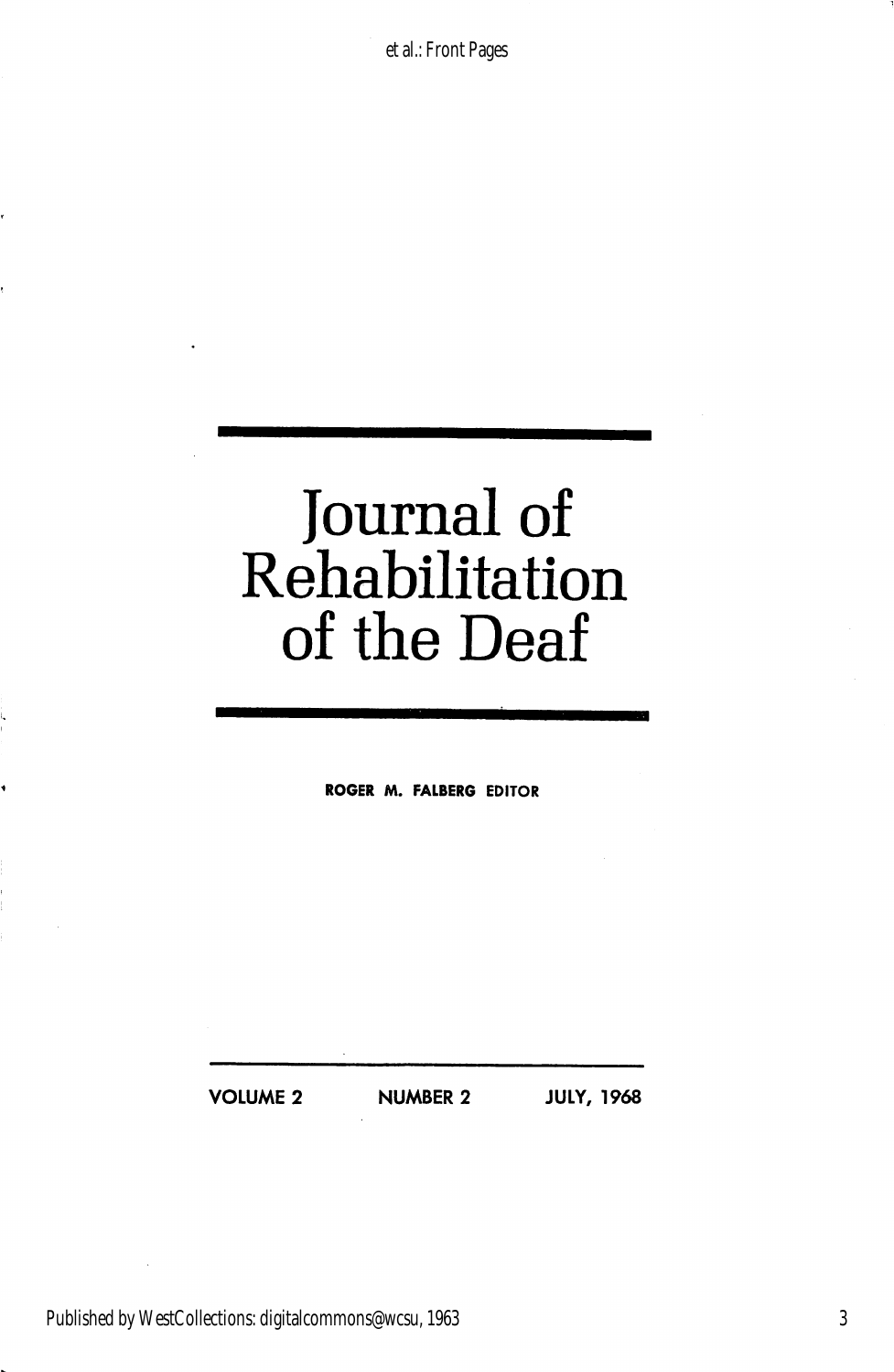# Journal of Rehabilitation of the Deaf

**ROGER M. FALBERG EDITOR**

**VOLUME 2 NUMBER 2 JULY, 1968**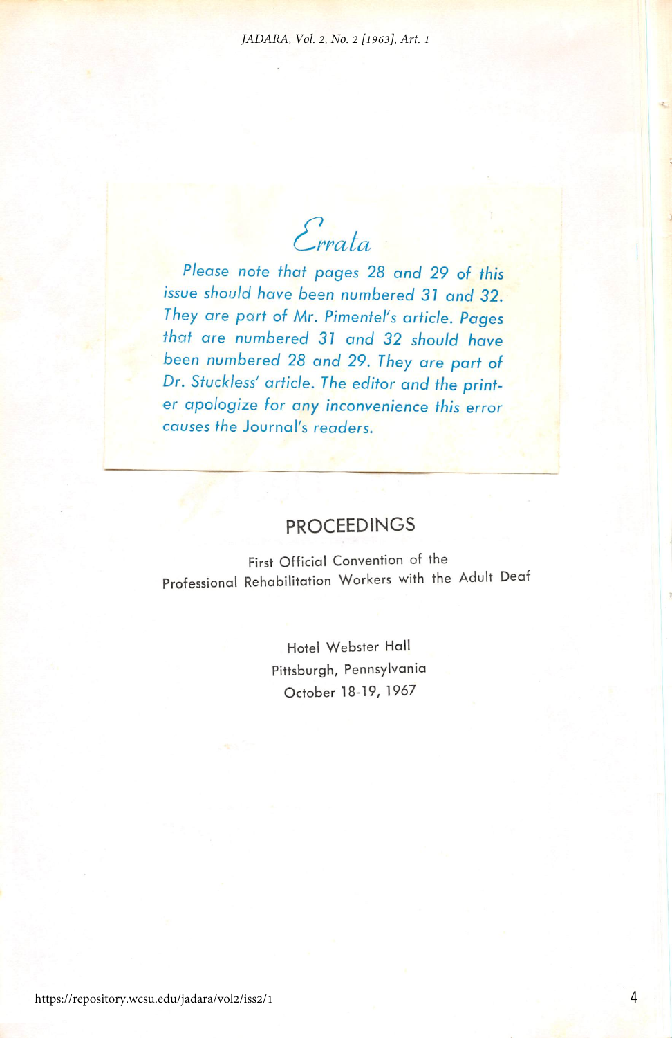## *Errata*

*Please note that pages 28 and 29 of this issue should have been numbered 31 and 32. They are part of Mr. Pimentel's article. Pages that are numbered 31 and 32 should have been numbered 28 and 29. They are part of Dr. Stuckless' article. The editor and the printer apologize for any inconvenience this error causes the Journal's readers.*

---

# PROCEEDINGS

First Official Convention of the
Professional Rehabilitation Workers with the Adult Deaf

Hotel Webster Hall
Pittsburgh, Pennsylvania
October 18-19, 1967